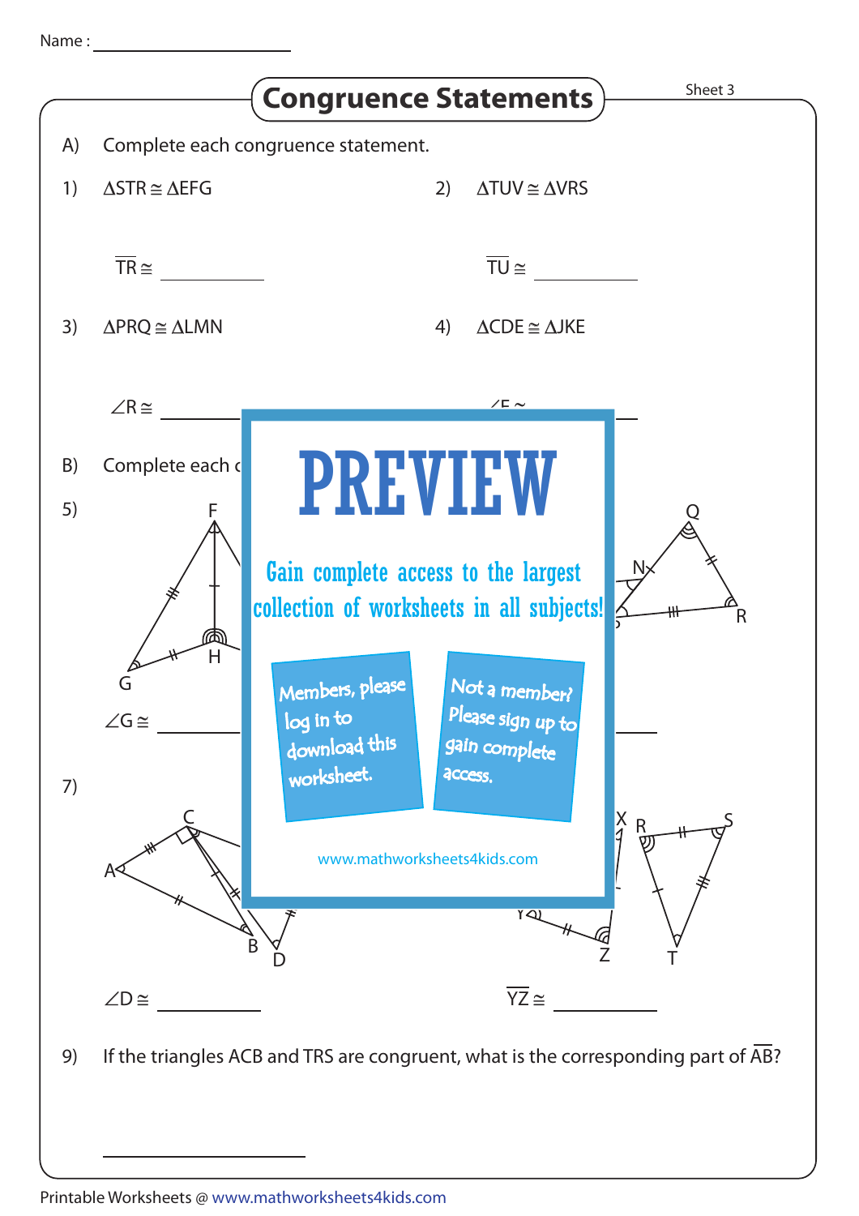Name : ____________________

# Congruence Statements

Sheet 3

A) Complete each congruence statement.

1) $\Delta STR \cong \Delta EFG$

$\overline{TR} \cong$ __________

2) $\Delta TUV \cong \Delta VRS$

$\overline{TU} \cong$ __________

3) $\Delta PRQ \cong \Delta LMN$

$\angle R \cong$ __________

4) $\Delta CDE \cong \Delta JKE$

$\angle E \cong$ __________

B) Complete each c

5)

F, G, H

N, Q, R

$\angle G \cong$ __________

7)

C, A, B, D

X, Y, Z, R, S, T

$\angle D \cong$ __________

$\overline{YZ} \cong$ __________

9) If the triangles ACB and TRS are congruent, what is the corresponding part of $\overline{AB}$?

__________

PREVIEW

Gain complete access to the largest collection of worksheets in all subjects!

Members, please log in to download this worksheet.

Not a member? Please sign up to gain complete access.

www.mathworksheets4kids.com

Printable Worksheets @ www.mathworksheets4kids.com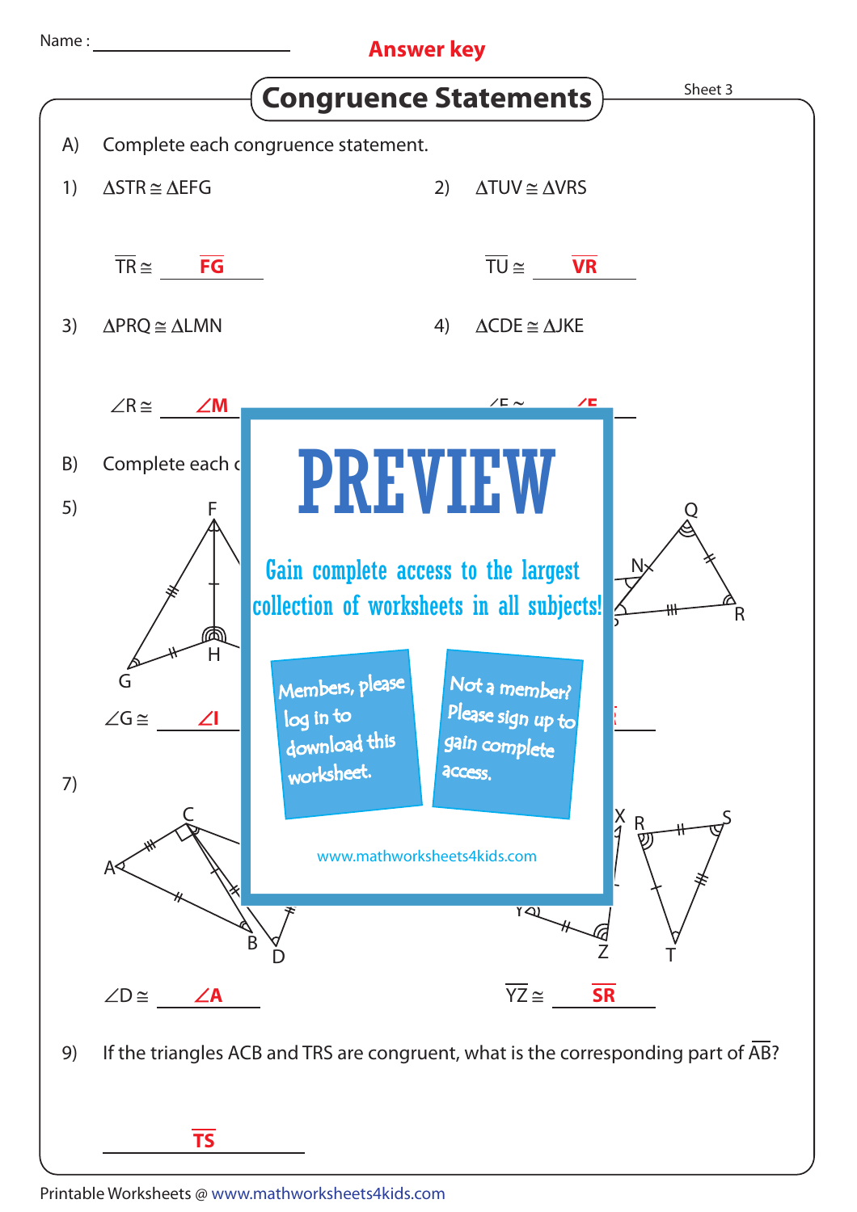Name : ______________________

**Answer key**

# Congruence Statements

Sheet 3

A) Complete each congruence statement.

1) $\Delta STR \cong \Delta EFG$

$\overline{TR} \cong$ **$\overline{FG}$**

2) $\Delta TUV \cong \Delta VRS$

$\overline{TU} \cong$ **$\overline{VR}$**

3) $\Delta PRQ \cong \Delta LMN$

$\angle R \cong$ **$\angle M$**

4) $\Delta CDE \cong \Delta JKE$

$\angle E \cong$ **$\angle E$**

B) Complete each c

5)

F

H

G

$\angle G \cong$ **$\angle I$**

Q

N

R

7)

C

A

B

D

$\angle D \cong$ **$\angle A$**

X R S

Y Z T

$\overline{YZ} \cong$ **$\overline{SR}$**

9) If the triangles ACB and TRS are congruent, what is the corresponding part of $\overline{AB}$?

**$\overline{TS}$**

PREVIEW

Gain complete access to the largest collection of worksheets in all subjects!

Members, please log in to download this worksheet.

Not a member? Please sign up to gain complete access.

www.mathworksheets4kids.com

Printable Worksheets @ www.mathworksheets4kids.com